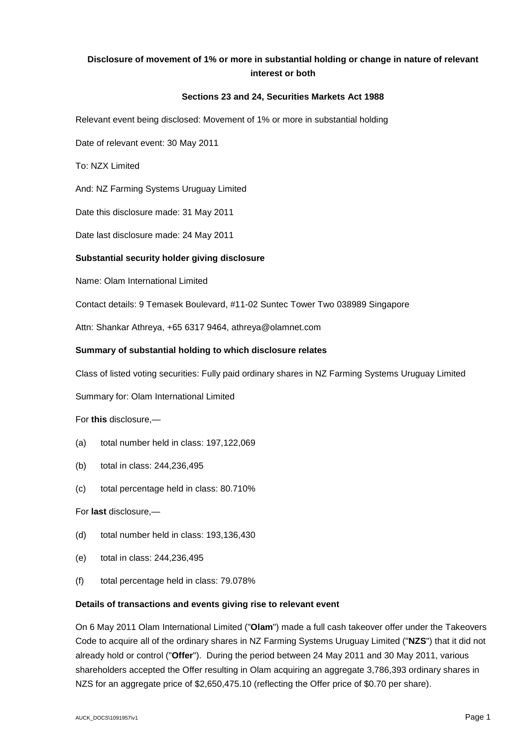# Disclosure of movement of 1% or more in substantial holding or change in nature of relevant interest or both

## Sections 23 and 24, Securities Markets Act 1988

Relevant event being disclosed: Movement of 1% or more in substantial holding

Date of relevant event: 30 May 2011

To: NZX Limited

And: NZ Farming Systems Uruguay Limited

Date this disclosure made: 31 May 2011

Date last disclosure made: 24 May 2011

### Substantial security holder giving disclosure

Name: Olam International Limited

Contact details: 9 Temasek Boulevard, #11-02 Suntec Tower Two 038989 Singapore

Attn: Shankar Athreya, +65 6317 9464, athreya@olamnet.com

### Summary of substantial holding to which disclosure relates

Class of listed voting securities: Fully paid ordinary shares in NZ Farming Systems Uruguay Limited

Summary for: Olam International Limited

For **this** disclosure,—

(a) total number held in class: 197,122,069

(b) total in class: 244,236,495

(c) total percentage held in class: 80.710%

For **last** disclosure,—

(d) total number held in class: 193,136,430

(e) total in class: 244,236,495

(f) total percentage held in class: 79.078%

### Details of transactions and events giving rise to relevant event

On 6 May 2011 Olam International Limited ("**Olam**") made a full cash takeover offer under the Takeovers Code to acquire all of the ordinary shares in NZ Farming Systems Uruguay Limited ("**NZS**") that it did not already hold or control ("**Offer**"). During the period between 24 May 2011 and 30 May 2011, various shareholders accepted the Offer resulting in Olam acquiring an aggregate 3,786,393 ordinary shares in NZS for an aggregate price of $2,650,475.10 (reflecting the Offer price of $0.70 per share).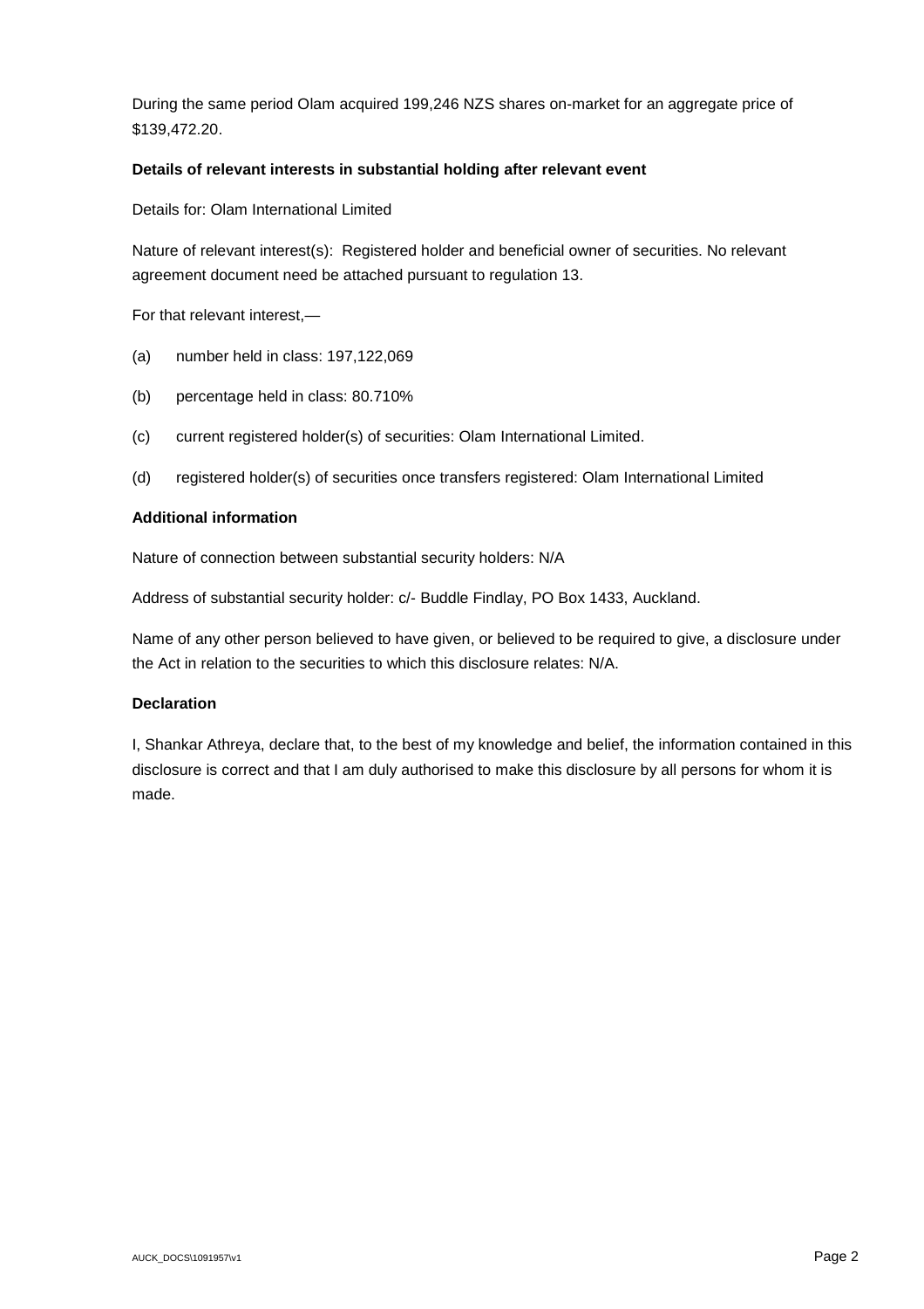During the same period Olam acquired 199,246 NZS shares on-market for an aggregate price of $139,472.20.

**Details of relevant interests in substantial holding after relevant event**

Details for: Olam International Limited

Nature of relevant interest(s): Registered holder and beneficial owner of securities. No relevant agreement document need be attached pursuant to regulation 13.

For that relevant interest,—

(a) number held in class: 197,122,069

(b) percentage held in class: 80.710%

(c) current registered holder(s) of securities: Olam International Limited.

(d) registered holder(s) of securities once transfers registered: Olam International Limited

**Additional information**

Nature of connection between substantial security holders: N/A

Address of substantial security holder: c/- Buddle Findlay, PO Box 1433, Auckland.

Name of any other person believed to have given, or believed to be required to give, a disclosure under the Act in relation to the securities to which this disclosure relates: N/A.

**Declaration**

I, Shankar Athreya, declare that, to the best of my knowledge and belief, the information contained in this disclosure is correct and that I am duly authorised to make this disclosure by all persons for whom it is made.